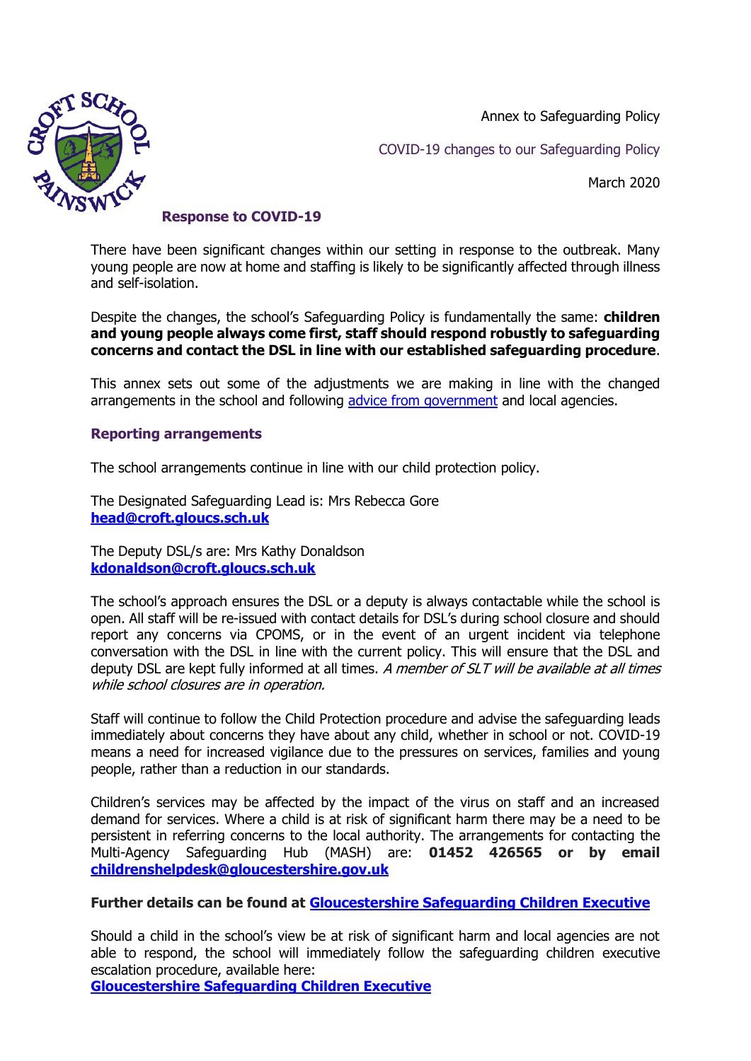Annex to Safeguarding Policy

COVID-19 changes to our Safeguarding Policy

March 2020

## Response to COVID-19

There have been significant changes within our setting in response to the outbreak. Many young people are now at home and staffing is likely to be significantly affected through illness and self-isolation.

Despite the changes, the school's Safeguarding Policy is fundamentally the same: **children and young people always come first, staff should respond robustly to safeguarding concerns and contact the DSL in line with our established safeguarding procedure**.

This annex sets out some of the adjustments we are making in line with the changed arrangements in the school and following advice from government and local agencies.

### Reporting arrangements

The school arrangements continue in line with our child protection policy.

The Designated Safeguarding Lead is: Mrs Rebecca Gore
**head@croft.gloucs.sch.uk**

The Deputy DSL/s are: Mrs Kathy Donaldson
**kdonaldson@croft.gloucs.sch.uk**

The school's approach ensures the DSL or a deputy is always contactable while the school is open. All staff will be re-issued with contact details for DSL's during school closure and should report any concerns via CPOMS, or in the event of an urgent incident via telephone conversation with the DSL in line with the current policy. This will ensure that the DSL and deputy DSL are kept fully informed at all times. *A member of SLT will be available at all times while school closures are in operation.*

Staff will continue to follow the Child Protection procedure and advise the safeguarding leads immediately about concerns they have about any child, whether in school or not. COVID-19 means a need for increased vigilance due to the pressures on services, families and young people, rather than a reduction in our standards.

Children's services may be affected by the impact of the virus on staff and an increased demand for services. Where a child is at risk of significant harm there may be a need to be persistent in referring concerns to the local authority. The arrangements for contacting the Multi-Agency Safeguarding Hub (MASH) are: **01452 426565 or by email childrenshelpdesk@gloucestershire.gov.uk**

**Further details can be found at Gloucestershire Safeguarding Children Executive**

Should a child in the school's view be at risk of significant harm and local agencies are not able to respond, the school will immediately follow the safeguarding children executive escalation procedure, available here:
**Gloucestershire Safeguarding Children Executive**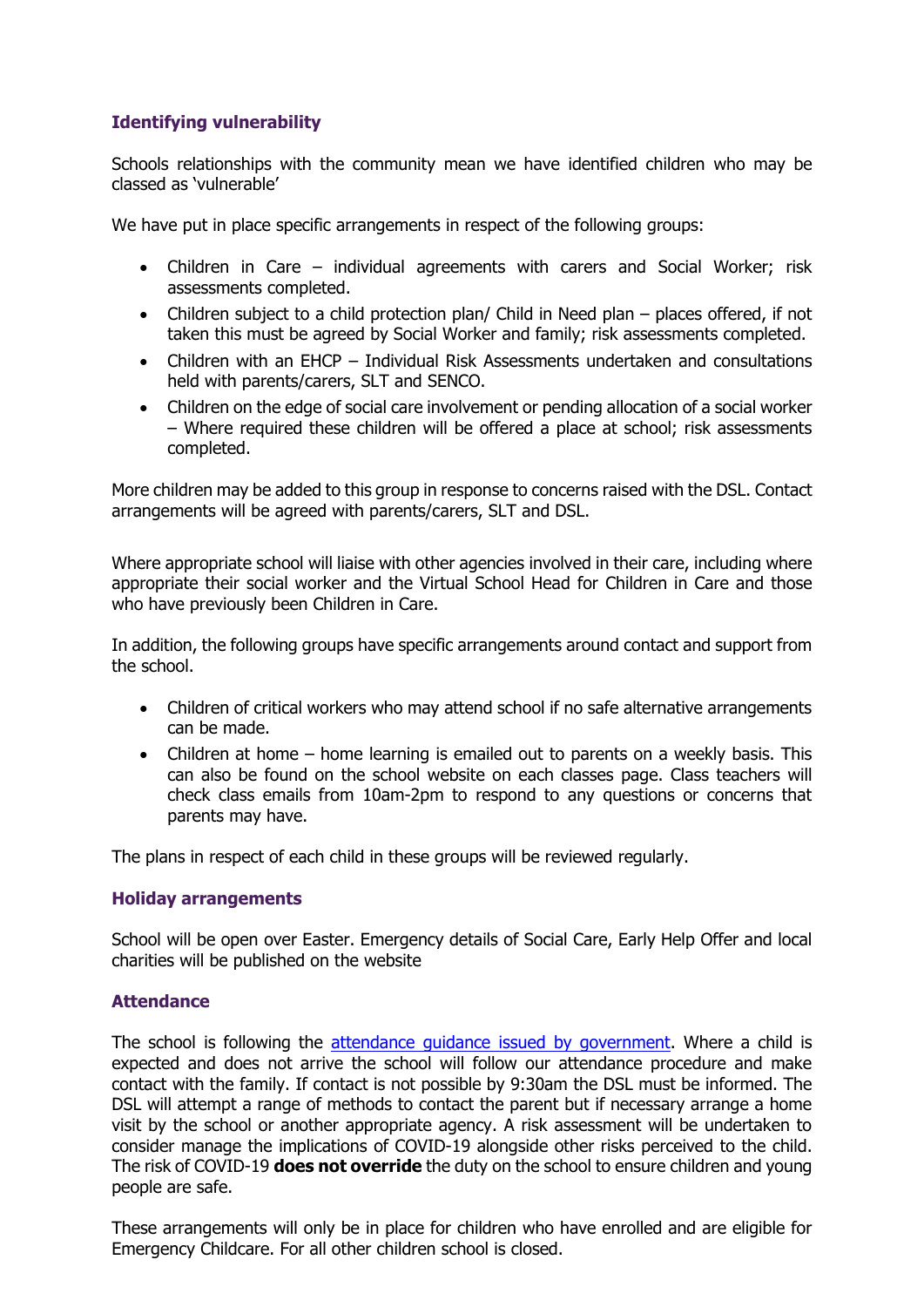## Identifying vulnerability

Schools relationships with the community mean we have identified children who may be classed as 'vulnerable'

We have put in place specific arrangements in respect of the following groups:

- Children in Care – individual agreements with carers and Social Worker; risk assessments completed.
- Children subject to a child protection plan/ Child in Need plan – places offered, if not taken this must be agreed by Social Worker and family; risk assessments completed.
- Children with an EHCP – Individual Risk Assessments undertaken and consultations held with parents/carers, SLT and SENCO.
- Children on the edge of social care involvement or pending allocation of a social worker – Where required these children will be offered a place at school; risk assessments completed.

More children may be added to this group in response to concerns raised with the DSL. Contact arrangements will be agreed with parents/carers, SLT and DSL.

Where appropriate school will liaise with other agencies involved in their care, including where appropriate their social worker and the Virtual School Head for Children in Care and those who have previously been Children in Care.

In addition, the following groups have specific arrangements around contact and support from the school.

- Children of critical workers who may attend school if no safe alternative arrangements can be made.
- Children at home – home learning is emailed out to parents on a weekly basis. This can also be found on the school website on each classes page. Class teachers will check class emails from 10am-2pm to respond to any questions or concerns that parents may have.

The plans in respect of each child in these groups will be reviewed regularly.

## Holiday arrangements

School will be open over Easter. Emergency details of Social Care, Early Help Offer and local charities will be published on the website

## Attendance

The school is following the [attendance guidance issued by government](). Where a child is expected and does not arrive the school will follow our attendance procedure and make contact with the family. If contact is not possible by 9:30am the DSL must be informed. The DSL will attempt a range of methods to contact the parent but if necessary arrange a home visit by the school or another appropriate agency. A risk assessment will be undertaken to consider manage the implications of COVID-19 alongside other risks perceived to the child. The risk of COVID-19 **does not override** the duty on the school to ensure children and young people are safe.

These arrangements will only be in place for children who have enrolled and are eligible for Emergency Childcare. For all other children school is closed.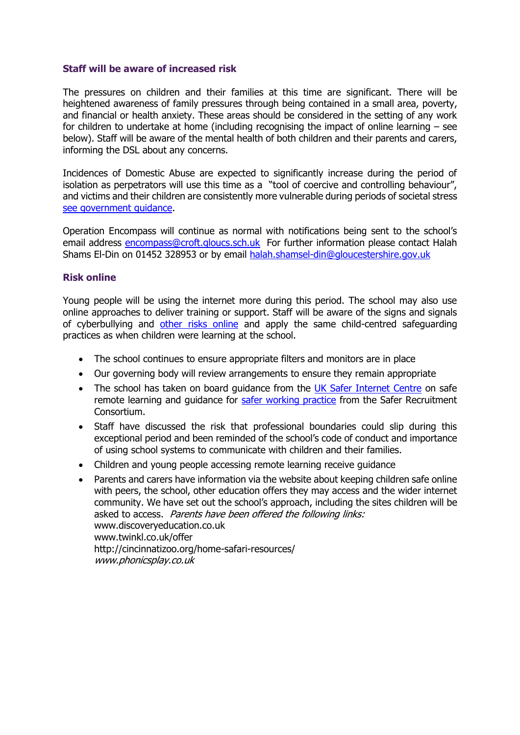### Staff will be aware of increased risk

The pressures on children and their families at this time are significant. There will be heightened awareness of family pressures through being contained in a small area, poverty, and financial or health anxiety. These areas should be considered in the setting of any work for children to undertake at home (including recognising the impact of online learning – see below). Staff will be aware of the mental health of both children and their parents and carers, informing the DSL about any concerns.

Incidences of Domestic Abuse are expected to significantly increase during the period of isolation as perpetrators will use this time as a "tool of coercive and controlling behaviour", and victims and their children are consistently more vulnerable during periods of societal stress see government guidance.

Operation Encompass will continue as normal with notifications being sent to the school's email address encompass@croft.gloucs.sch.uk For further information please contact Halah Shams El-Din on 01452 328953 or by email halah.shamsel-din@gloucestershire.gov.uk

### Risk online

Young people will be using the internet more during this period. The school may also use online approaches to deliver training or support. Staff will be aware of the signs and signals of cyberbullying and other risks online and apply the same child-centred safeguarding practices as when children were learning at the school.

- The school continues to ensure appropriate filters and monitors are in place
- Our governing body will review arrangements to ensure they remain appropriate
- The school has taken on board guidance from the UK Safer Internet Centre on safe remote learning and guidance for safer working practice from the Safer Recruitment Consortium.
- Staff have discussed the risk that professional boundaries could slip during this exceptional period and been reminded of the school's code of conduct and importance of using school systems to communicate with children and their families.
- Children and young people accessing remote learning receive guidance
- Parents and carers have information via the website about keeping children safe online with peers, the school, other education offers they may access and the wider internet community. We have set out the school's approach, including the sites children will be asked to access. *Parents have been offered the following links:*
  www.discoveryeducation.co.uk
  www.twinkl.co.uk/offer
  http://cincinnatizoo.org/home-safari-resources/
  *www.phonicsplay.co.uk*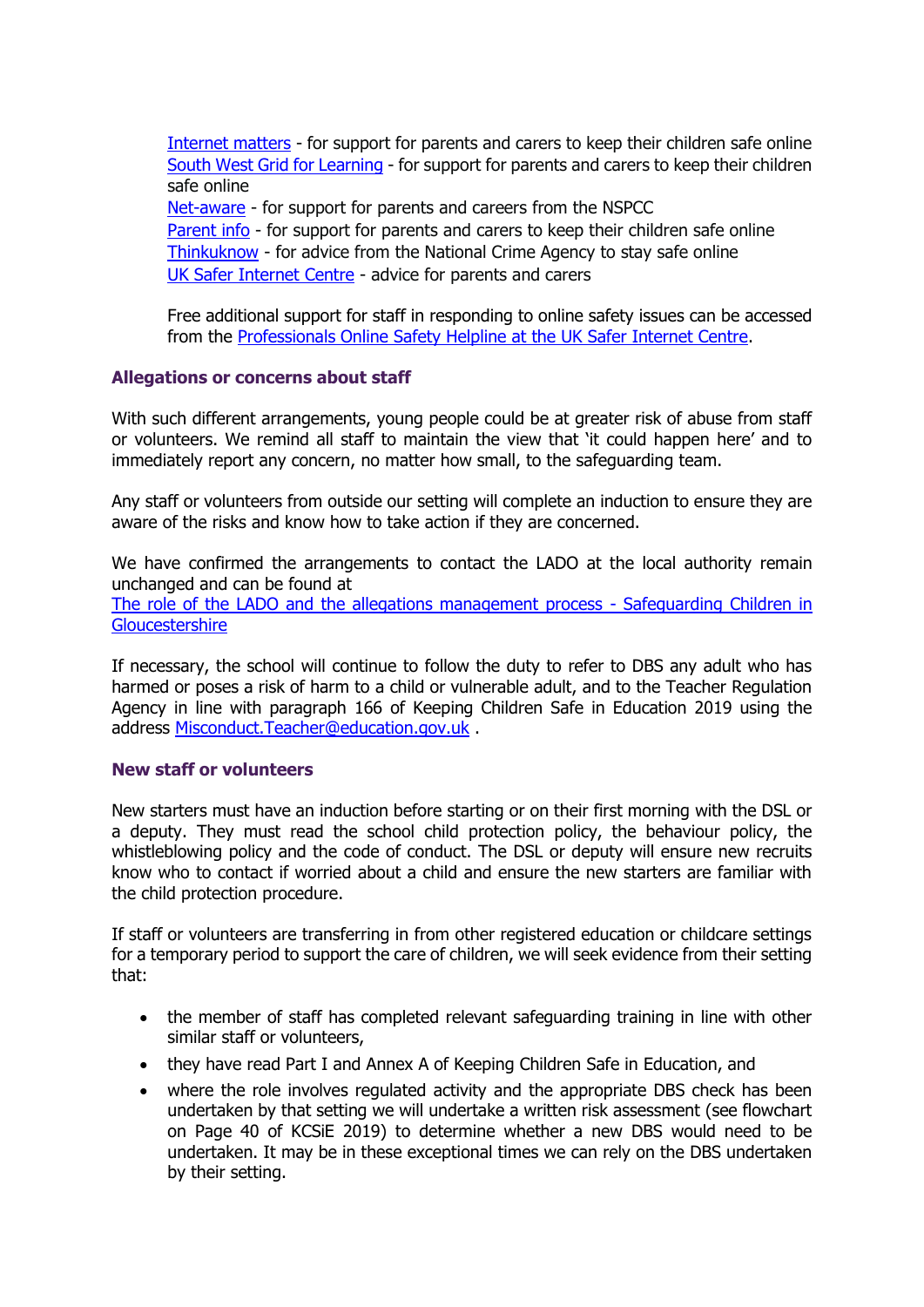[Internet matters](#) - for support for parents and carers to keep their children safe online
[South West Grid for Learning](#) - for support for parents and carers to keep their children safe online
[Net-aware](#) - for support for parents and careers from the NSPCC
[Parent info](#) - for support for parents and carers to keep their children safe online
[Thinkuknow](#) - for advice from the National Crime Agency to stay safe online
[UK Safer Internet Centre](#) - advice for parents and carers

Free additional support for staff in responding to online safety issues can be accessed from the [Professionals Online Safety Helpline at the UK Safer Internet Centre](#).

### Allegations or concerns about staff

With such different arrangements, young people could be at greater risk of abuse from staff or volunteers. We remind all staff to maintain the view that 'it could happen here' and to immediately report any concern, no matter how small, to the safeguarding team.

Any staff or volunteers from outside our setting will complete an induction to ensure they are aware of the risks and know how to take action if they are concerned.

We have confirmed the arrangements to contact the LADO at the local authority remain unchanged and can be found at
[The role of the LADO and the allegations management process - Safeguarding Children in Gloucestershire](#)

If necessary, the school will continue to follow the duty to refer to DBS any adult who has harmed or poses a risk of harm to a child or vulnerable adult, and to the Teacher Regulation Agency in line with paragraph 166 of Keeping Children Safe in Education 2019 using the address [Misconduct.Teacher@education.gov.uk](mailto:Misconduct.Teacher@education.gov.uk) .

### New staff or volunteers

New starters must have an induction before starting or on their first morning with the DSL or a deputy. They must read the school child protection policy, the behaviour policy, the whistleblowing policy and the code of conduct. The DSL or deputy will ensure new recruits know who to contact if worried about a child and ensure the new starters are familiar with the child protection procedure.

If staff or volunteers are transferring in from other registered education or childcare settings for a temporary period to support the care of children, we will seek evidence from their setting that:

- the member of staff has completed relevant safeguarding training in line with other similar staff or volunteers,
- they have read Part I and Annex A of Keeping Children Safe in Education, and
- where the role involves regulated activity and the appropriate DBS check has been undertaken by that setting we will undertake a written risk assessment (see flowchart on Page 40 of KCSiE 2019) to determine whether a new DBS would need to be undertaken. It may be in these exceptional times we can rely on the DBS undertaken by their setting.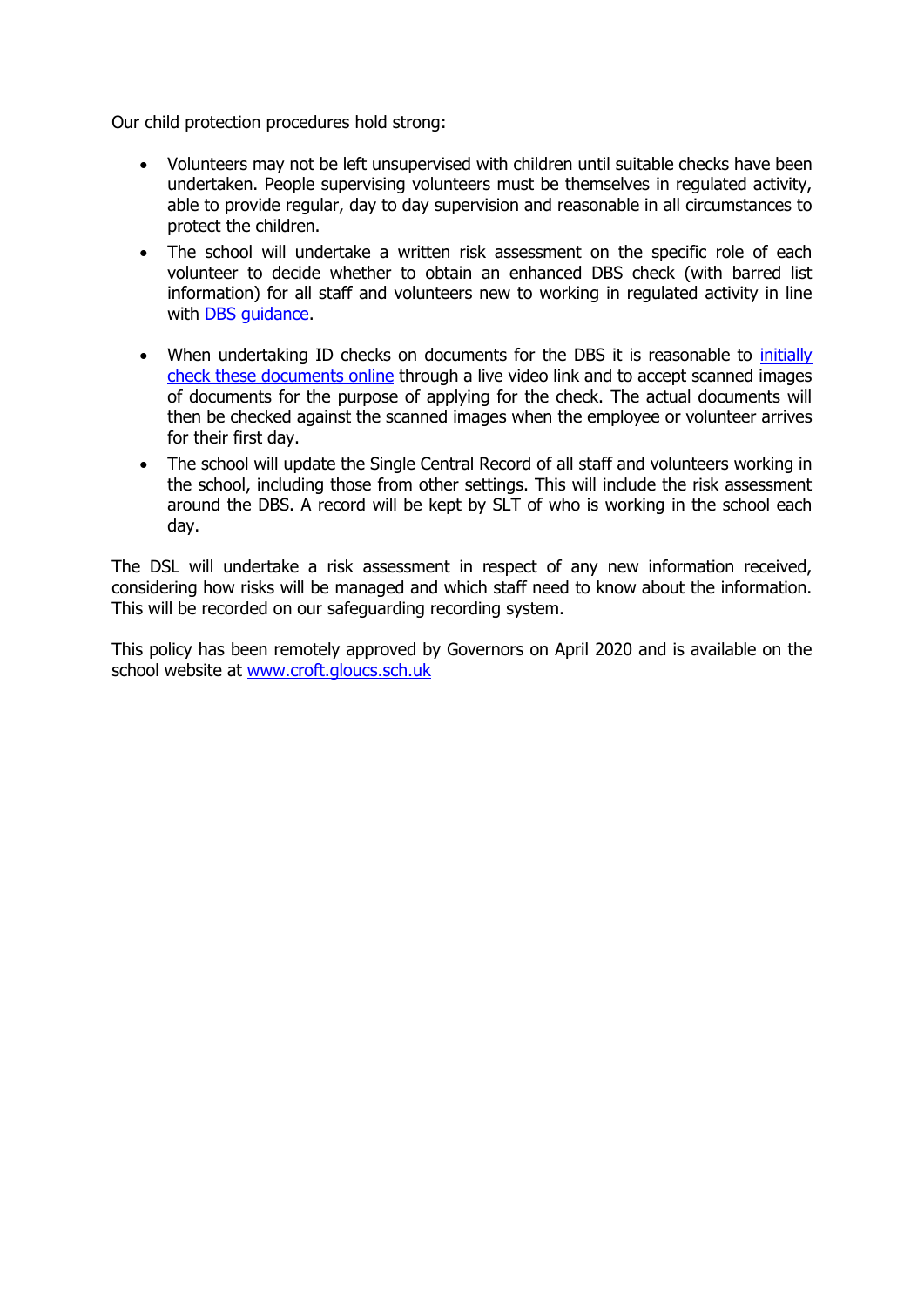Our child protection procedures hold strong:

- Volunteers may not be left unsupervised with children until suitable checks have been undertaken. People supervising volunteers must be themselves in regulated activity, able to provide regular, day to day supervision and reasonable in all circumstances to protect the children.
- The school will undertake a written risk assessment on the specific role of each volunteer to decide whether to obtain an enhanced DBS check (with barred list information) for all staff and volunteers new to working in regulated activity in line with [DBS guidance](DBS guidance).
- When undertaking ID checks on documents for the DBS it is reasonable to [initially check these documents online](initially check these documents online) through a live video link and to accept scanned images of documents for the purpose of applying for the check. The actual documents will then be checked against the scanned images when the employee or volunteer arrives for their first day.
- The school will update the Single Central Record of all staff and volunteers working in the school, including those from other settings. This will include the risk assessment around the DBS. A record will be kept by SLT of who is working in the school each day.

The DSL will undertake a risk assessment in respect of any new information received, considering how risks will be managed and which staff need to know about the information. This will be recorded on our safeguarding recording system.

This policy has been remotely approved by Governors on April 2020 and is available on the school website at [www.croft.gloucs.sch.uk](www.croft.gloucs.sch.uk)